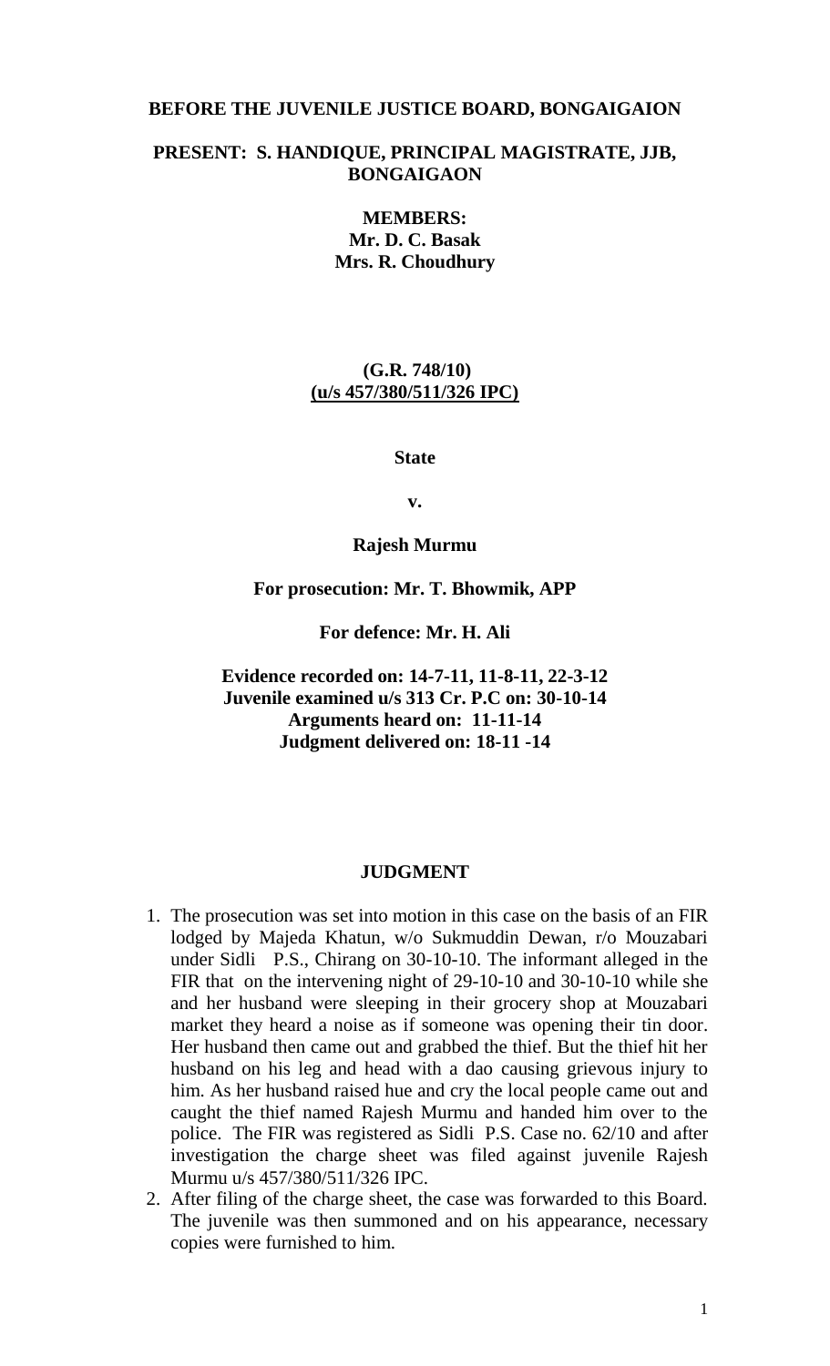**BEFORE THE JUVENILE JUSTICE BOARD, BONGAIGAION**

**PRESENT: S. HANDIQUE, PRINCIPAL MAGISTRATE, JJB, BONGAIGAON**

**MEMBERS:**
**Mr. D. C. Basak**
**Mrs. R. Choudhury**

**(G.R. 748/10)**
**(u/s 457/380/511/326 IPC)**

**State**

**v.**

**Rajesh Murmu**

**For prosecution: Mr. T. Bhowmik, APP**

**For defence: Mr. H. Ali**

**Evidence recorded on: 14-7-11, 11-8-11, 22-3-12**
**Juvenile examined u/s 313 Cr. P.C on: 30-10-14**
**Arguments heard on: 11-11-14**
**Judgment delivered on: 18-11 -14**

## JUDGMENT

1. The prosecution was set into motion in this case on the basis of an FIR lodged by Majeda Khatun, w/o Sukmuddin Dewan, r/o Mouzabari under Sidli P.S., Chirang on 30-10-10. The informant alleged in the FIR that on the intervening night of 29-10-10 and 30-10-10 while she and her husband were sleeping in their grocery shop at Mouzabari market they heard a noise as if someone was opening their tin door. Her husband then came out and grabbed the thief. But the thief hit her husband on his leg and head with a dao causing grievous injury to him. As her husband raised hue and cry the local people came out and caught the thief named Rajesh Murmu and handed him over to the police. The FIR was registered as Sidli P.S. Case no. 62/10 and after investigation the charge sheet was filed against juvenile Rajesh Murmu u/s 457/380/511/326 IPC.
2. After filing of the charge sheet, the case was forwarded to this Board. The juvenile was then summoned and on his appearance, necessary copies were furnished to him.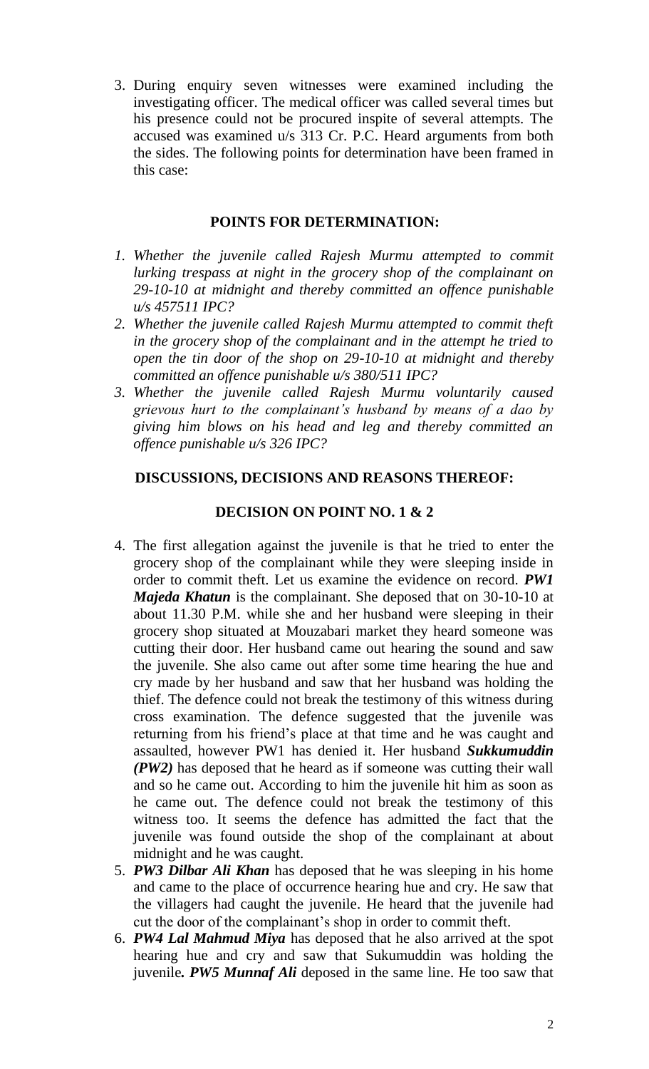3. During enquiry seven witnesses were examined including the investigating officer. The medical officer was called several times but his presence could not be procured inspite of several attempts. The accused was examined u/s 313 Cr. P.C. Heard arguments from both the sides. The following points for determination have been framed in this case:

**POINTS FOR DETERMINATION:**

1. *Whether the juvenile called Rajesh Murmu attempted to commit lurking trespass at night in the grocery shop of the complainant on 29-10-10 at midnight and thereby committed an offence punishable u/s 457511 IPC?*
2. *Whether the juvenile called Rajesh Murmu attempted to commit theft in the grocery shop of the complainant and in the attempt he tried to open the tin door of the shop on 29-10-10 at midnight and thereby committed an offence punishable u/s 380/511 IPC?*
3. *Whether the juvenile called Rajesh Murmu voluntarily caused grievous hurt to the complainant's husband by means of a dao by giving him blows on his head and leg and thereby committed an offence punishable u/s 326 IPC?*

**DISCUSSIONS, DECISIONS AND REASONS THEREOF:**

**DECISION ON POINT NO. 1 & 2**

4. The first allegation against the juvenile is that he tried to enter the grocery shop of the complainant while they were sleeping inside in order to commit theft. Let us examine the evidence on record. ***PW1 Majeda Khatun*** is the complainant. She deposed that on 30-10-10 at about 11.30 P.M. while she and her husband were sleeping in their grocery shop situated at Mouzabari market they heard someone was cutting their door. Her husband came out hearing the sound and saw the juvenile. She also came out after some time hearing the hue and cry made by her husband and saw that her husband was holding the thief. The defence could not break the testimony of this witness during cross examination. The defence suggested that the juvenile was returning from his friend's place at that time and he was caught and assaulted, however PW1 has denied it. Her husband ***Sukkumuddin (PW2)*** has deposed that he heard as if someone was cutting their wall and so he came out. According to him the juvenile hit him as soon as he came out. The defence could not break the testimony of this witness too. It seems the defence has admitted the fact that the juvenile was found outside the shop of the complainant at about midnight and he was caught.
5. ***PW3 Dilbar Ali Khan*** has deposed that he was sleeping in his home and came to the place of occurrence hearing hue and cry. He saw that the villagers had caught the juvenile. He heard that the juvenile had cut the door of the complainant's shop in order to commit theft.
6. ***PW4 Lal Mahmud Miya*** has deposed that he also arrived at the spot hearing hue and cry and saw that Sukumuddin was holding the juvenile***.*** ***PW5 Munnaf Ali*** deposed in the same line. He too saw that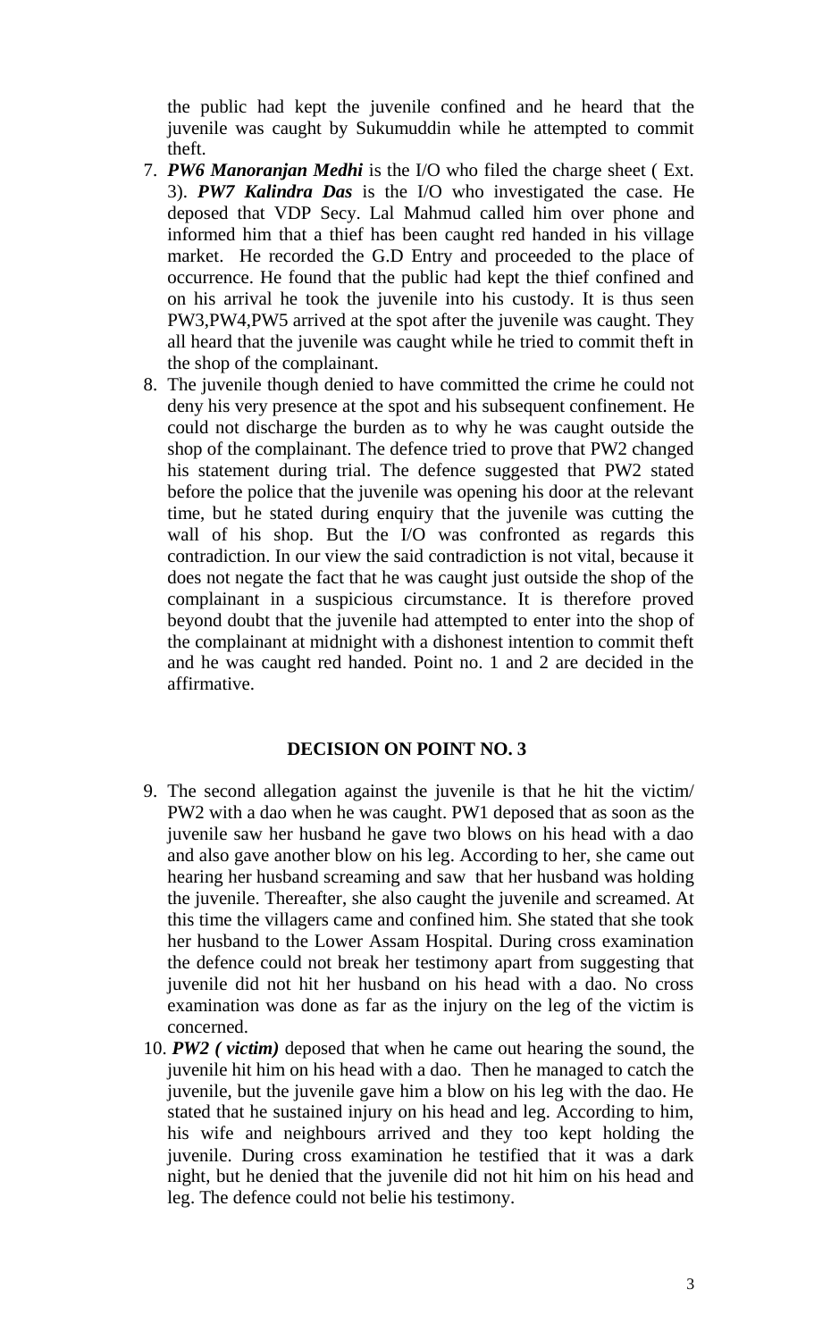the public had kept the juvenile confined and he heard that the juvenile was caught by Sukumuddin while he attempted to commit theft.

7. ***PW6 Manoranjan Medhi*** is the I/O who filed the charge sheet ( Ext. 3). ***PW7 Kalindra Das*** is the I/O who investigated the case. He deposed that VDP Secy. Lal Mahmud called him over phone and informed him that a thief has been caught red handed in his village market. He recorded the G.D Entry and proceeded to the place of occurrence. He found that the public had kept the thief confined and on his arrival he took the juvenile into his custody. It is thus seen PW3,PW4,PW5 arrived at the spot after the juvenile was caught. They all heard that the juvenile was caught while he tried to commit theft in the shop of the complainant.

8. The juvenile though denied to have committed the crime he could not deny his very presence at the spot and his subsequent confinement. He could not discharge the burden as to why he was caught outside the shop of the complainant. The defence tried to prove that PW2 changed his statement during trial. The defence suggested that PW2 stated before the police that the juvenile was opening his door at the relevant time, but he stated during enquiry that the juvenile was cutting the wall of his shop. But the I/O was confronted as regards this contradiction. In our view the said contradiction is not vital, because it does not negate the fact that he was caught just outside the shop of the complainant in a suspicious circumstance. It is therefore proved beyond doubt that the juvenile had attempted to enter into the shop of the complainant at midnight with a dishonest intention to commit theft and he was caught red handed. Point no. 1 and 2 are decided in the affirmative.

## DECISION ON POINT NO. 3

9. The second allegation against the juvenile is that he hit the victim/ PW2 with a dao when he was caught. PW1 deposed that as soon as the juvenile saw her husband he gave two blows on his head with a dao and also gave another blow on his leg. According to her, she came out hearing her husband screaming and saw that her husband was holding the juvenile. Thereafter, she also caught the juvenile and screamed. At this time the villagers came and confined him. She stated that she took her husband to the Lower Assam Hospital. During cross examination the defence could not break her testimony apart from suggesting that juvenile did not hit her husband on his head with a dao. No cross examination was done as far as the injury on the leg of the victim is concerned.

10. ***PW2 ( victim)*** deposed that when he came out hearing the sound, the juvenile hit him on his head with a dao. Then he managed to catch the juvenile, but the juvenile gave him a blow on his leg with the dao. He stated that he sustained injury on his head and leg. According to him, his wife and neighbours arrived and they too kept holding the juvenile. During cross examination he testified that it was a dark night, but he denied that the juvenile did not hit him on his head and leg. The defence could not belie his testimony.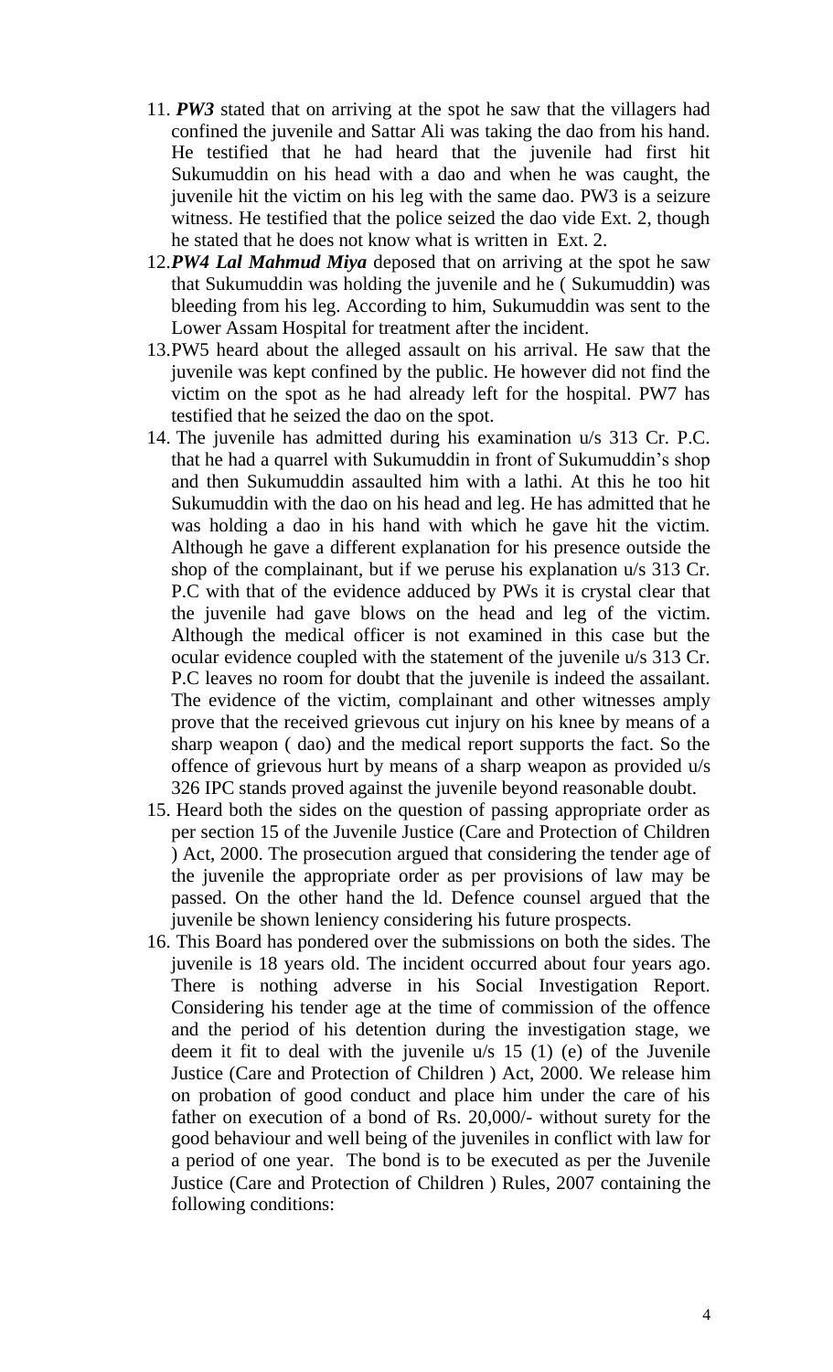11. ***PW3*** stated that on arriving at the spot he saw that the villagers had confined the juvenile and Sattar Ali was taking the dao from his hand. He testified that he had heard that the juvenile had first hit Sukumuddin on his head with a dao and when he was caught, the juvenile hit the victim on his leg with the same dao. PW3 is a seizure witness. He testified that the police seized the dao vide Ext. 2, though he stated that he does not know what is written in Ext. 2.
12. ***PW4 Lal Mahmud Miya*** deposed that on arriving at the spot he saw that Sukumuddin was holding the juvenile and he ( Sukumuddin) was bleeding from his leg. According to him, Sukumuddin was sent to the Lower Assam Hospital for treatment after the incident.
13. PW5 heard about the alleged assault on his arrival. He saw that the juvenile was kept confined by the public. He however did not find the victim on the spot as he had already left for the hospital. PW7 has testified that he seized the dao on the spot.
14. The juvenile has admitted during his examination u/s 313 Cr. P.C. that he had a quarrel with Sukumuddin in front of Sukumuddin's shop and then Sukumuddin assaulted him with a lathi. At this he too hit Sukumuddin with the dao on his head and leg. He has admitted that he was holding a dao in his hand with which he gave hit the victim. Although he gave a different explanation for his presence outside the shop of the complainant, but if we peruse his explanation u/s 313 Cr. P.C with that of the evidence adduced by PWs it is crystal clear that the juvenile had gave blows on the head and leg of the victim. Although the medical officer is not examined in this case but the ocular evidence coupled with the statement of the juvenile u/s 313 Cr. P.C leaves no room for doubt that the juvenile is indeed the assailant. The evidence of the victim, complainant and other witnesses amply prove that the received grievous cut injury on his knee by means of a sharp weapon ( dao) and the medical report supports the fact. So the offence of grievous hurt by means of a sharp weapon as provided u/s 326 IPC stands proved against the juvenile beyond reasonable doubt.
15. Heard both the sides on the question of passing appropriate order as per section 15 of the Juvenile Justice (Care and Protection of Children ) Act, 2000. The prosecution argued that considering the tender age of the juvenile the appropriate order as per provisions of law may be passed. On the other hand the ld. Defence counsel argued that the juvenile be shown leniency considering his future prospects.
16. This Board has pondered over the submissions on both the sides. The juvenile is 18 years old. The incident occurred about four years ago. There is nothing adverse in his Social Investigation Report. Considering his tender age at the time of commission of the offence and the period of his detention during the investigation stage, we deem it fit to deal with the juvenile u/s 15 (1) (e) of the Juvenile Justice (Care and Protection of Children ) Act, 2000. We release him on probation of good conduct and place him under the care of his father on execution of a bond of Rs. 20,000/- without surety for the good behaviour and well being of the juveniles in conflict with law for a period of one year. The bond is to be executed as per the Juvenile Justice (Care and Protection of Children ) Rules, 2007 containing the following conditions: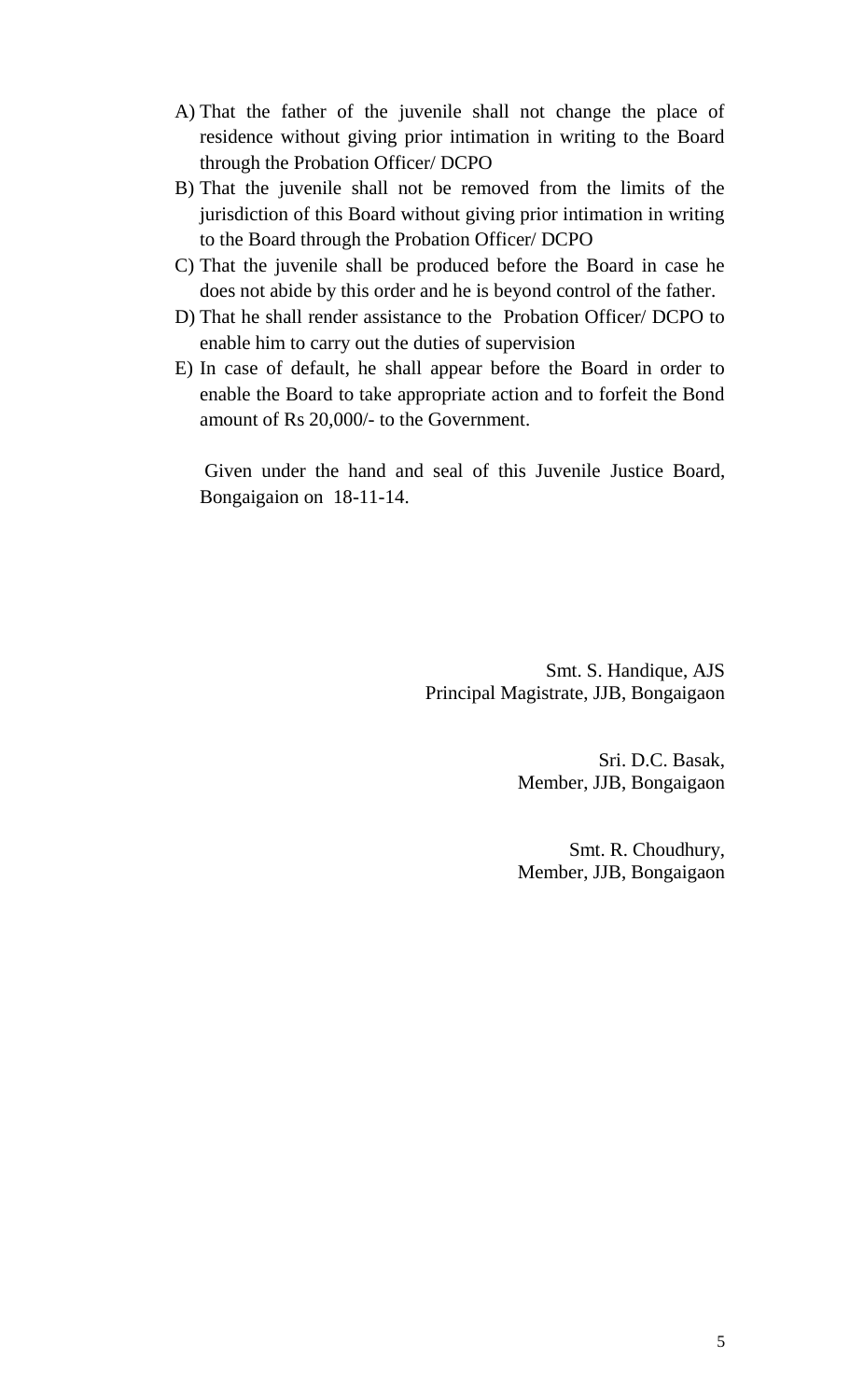A) That the father of the juvenile shall not change the place of residence without giving prior intimation in writing to the Board through the Probation Officer/ DCPO
B) That the juvenile shall not be removed from the limits of the jurisdiction of this Board without giving prior intimation in writing to the Board through the Probation Officer/ DCPO
C) That the juvenile shall be produced before the Board in case he does not abide by this order and he is beyond control of the father.
D) That he shall render assistance to the Probation Officer/ DCPO to enable him to carry out the duties of supervision
E) In case of default, he shall appear before the Board in order to enable the Board to take appropriate action and to forfeit the Bond amount of Rs 20,000/- to the Government.

Given under the hand and seal of this Juvenile Justice Board, Bongaigaion on 18-11-14.

Smt. S. Handique, AJS
Principal Magistrate, JJB, Bongaigaon

Sri. D.C. Basak,
Member, JJB, Bongaigaon

Smt. R. Choudhury,
Member, JJB, Bongaigaon